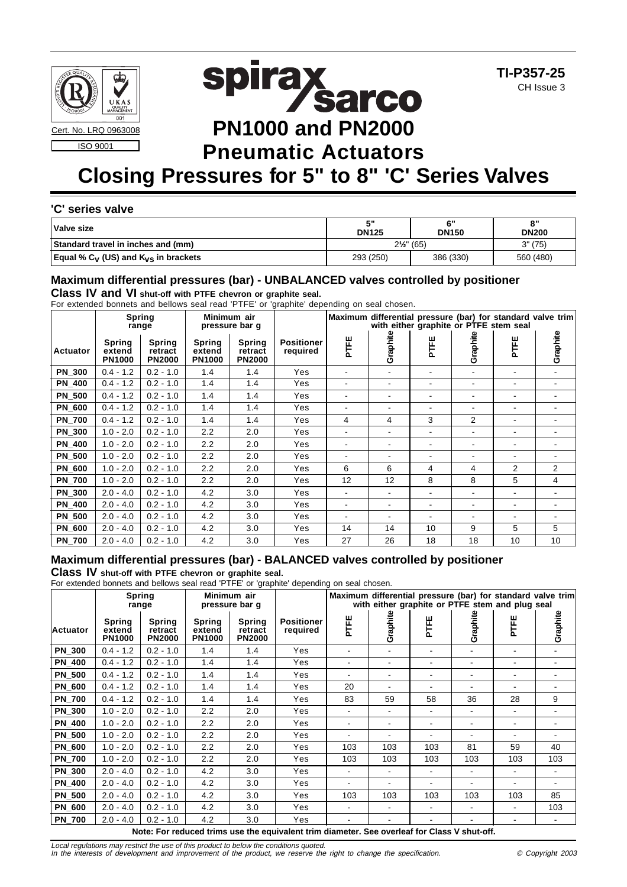**TI-P357-25**
CH Issue 3

Cert. No. LRQ 0963008

ISO 9001

# PN1000 and PN2000 Pneumatic Actuators

# Closing Pressures for 5" to 8" 'C' Series Valves

## 'C' series valve

| Valve size | 5" DN125 | 6" DN150 | 8" DN200 |
|---|---|---|---|
| Standard travel in inches and (mm) | 2½" (65) | | 3" (75) |
| Equal % $C_V$ (US) and $K_{VS}$ in brackets | 293 (250) | 386 (330) | 560 (480) |

## Maximum differential pressures (bar) - UNBALANCED valves controlled by positioner

**Class IV and VI shut-off with PTFE chevron or graphite seal.**

For extended bonnets and bellows seal read 'PTFE' or 'graphite' depending on seal chosen.

| | Spring range | | Minimum air pressure bar g | | | Maximum differential pressure (bar) for standard valve trim with either graphite or PTFE stem seal | | | | | |
|---|---|---|---|---|---|---|---|---|---|---|---|
| Actuator | Spring extend PN1000 | Spring retract PN2000 | Spring extend PN1000 | Spring retract PN2000 | Positioner required | PTFE | Graphite | PTFE | Graphite | PTFE | Graphite |
| PN_300 | 0.4 - 1.2 | 0.2 - 1.0 | 1.4 | 1.4 | Yes | - | - | - | - | - | - |
| PN_400 | 0.4 - 1.2 | 0.2 - 1.0 | 1.4 | 1.4 | Yes | - | - | - | - | - | - |
| PN_500 | 0.4 - 1.2 | 0.2 - 1.0 | 1.4 | 1.4 | Yes | - | - | - | - | - | - |
| PN_600 | 0.4 - 1.2 | 0.2 - 1.0 | 1.4 | 1.4 | Yes | - | - | - | - | - | - |
| PN_700 | 0.4 - 1.2 | 0.2 - 1.0 | 1.4 | 1.4 | Yes | 4 | 4 | 3 | 2 | - | - |
| PN_300 | 1.0 - 2.0 | 0.2 - 1.0 | 2.2 | 2.0 | Yes | - | - | - | - | - | - |
| PN_400 | 1.0 - 2.0 | 0.2 - 1.0 | 2.2 | 2.0 | Yes | - | - | - | - | - | - |
| PN_500 | 1.0 - 2.0 | 0.2 - 1.0 | 2.2 | 2.0 | Yes | - | - | - | - | - | - |
| PN_600 | 1.0 - 2.0 | 0.2 - 1.0 | 2.2 | 2.0 | Yes | 6 | 6 | 4 | 4 | 2 | 2 |
| PN_700 | 1.0 - 2.0 | 0.2 - 1.0 | 2.2 | 2.0 | Yes | 12 | 12 | 8 | 8 | 5 | 4 |
| PN_300 | 2.0 - 4.0 | 0.2 - 1.0 | 4.2 | 3.0 | Yes | - | - | - | - | - | - |
| PN_400 | 2.0 - 4.0 | 0.2 - 1.0 | 4.2 | 3.0 | Yes | - | - | - | - | - | - |
| PN_500 | 2.0 - 4.0 | 0.2 - 1.0 | 4.2 | 3.0 | Yes | - | - | - | - | - | - |
| PN_600 | 2.0 - 4.0 | 0.2 - 1.0 | 4.2 | 3.0 | Yes | 14 | 14 | 10 | 9 | 5 | 5 |
| PN_700 | 2.0 - 4.0 | 0.2 - 1.0 | 4.2 | 3.0 | Yes | 27 | 26 | 18 | 18 | 10 | 10 |

## Maximum differential pressures (bar) - BALANCED valves controlled by positioner

**Class IV shut-off with PTFE chevron or graphite seal.**

For extended bonnets and bellows seal read 'PTFE' or 'graphite' depending on seal chosen.

| | Spring range | | Minimum air pressure bar g | | | Maximum differential pressure (bar) for standard valve trim with either graphite or PTFE stem and plug seal | | | | | |
|---|---|---|---|---|---|---|---|---|---|---|---|
| Actuator | Spring extend PN1000 | Spring retract PN2000 | Spring extend PN1000 | Spring retract PN2000 | Positioner required | PTFE | Graphite | PTFE | Graphite | PTFE | Graphite |
| PN_300 | 0.4 - 1.2 | 0.2 - 1.0 | 1.4 | 1.4 | Yes | - | - | - | - | - | - |
| PN_400 | 0.4 - 1.2 | 0.2 - 1.0 | 1.4 | 1.4 | Yes | - | - | - | - | - | - |
| PN_500 | 0.4 - 1.2 | 0.2 - 1.0 | 1.4 | 1.4 | Yes | - | - | - | - | - | - |
| PN_600 | 0.4 - 1.2 | 0.2 - 1.0 | 1.4 | 1.4 | Yes | 20 | - | - | - | - | - |
| PN_700 | 0.4 - 1.2 | 0.2 - 1.0 | 1.4 | 1.4 | Yes | 83 | 59 | 58 | 36 | 28 | 9 |
| PN_300 | 1.0 - 2.0 | 0.2 - 1.0 | 2.2 | 2.0 | Yes | - | - | - | - | - | - |
| PN_400 | 1.0 - 2.0 | 0.2 - 1.0 | 2.2 | 2.0 | Yes | - | - | - | - | - | - |
| PN_500 | 1.0 - 2.0 | 0.2 - 1.0 | 2.2 | 2.0 | Yes | - | - | - | - | - | - |
| PN_600 | 1.0 - 2.0 | 0.2 - 1.0 | 2.2 | 2.0 | Yes | 103 | 103 | 103 | 81 | 59 | 40 |
| PN_700 | 1.0 - 2.0 | 0.2 - 1.0 | 2.2 | 2.0 | Yes | 103 | 103 | 103 | 103 | 103 | 103 |
| PN_300 | 2.0 - 4.0 | 0.2 - 1.0 | 4.2 | 3.0 | Yes | - | - | - | - | - | - |
| PN_400 | 2.0 - 4.0 | 0.2 - 1.0 | 4.2 | 3.0 | Yes | - | - | - | - | - | - |
| PN_500 | 2.0 - 4.0 | 0.2 - 1.0 | 4.2 | 3.0 | Yes | 103 | 103 | 103 | 103 | 103 | 85 |
| PN_600 | 2.0 - 4.0 | 0.2 - 1.0 | 4.2 | 3.0 | Yes | - | - | - | - | - | 103 |
| PN_700 | 2.0 - 4.0 | 0.2 - 1.0 | 4.2 | 3.0 | Yes | - | - | - | - | - | - |

**Note: For reduced trims use the equivalent trim diameter. See overleaf for Class V shut-off.**

*Local regulations may restrict the use of this product to below the conditions quoted.*
*In the interests of development and improvement of the product, we reserve the right to change the specification.*

© Copyright 2003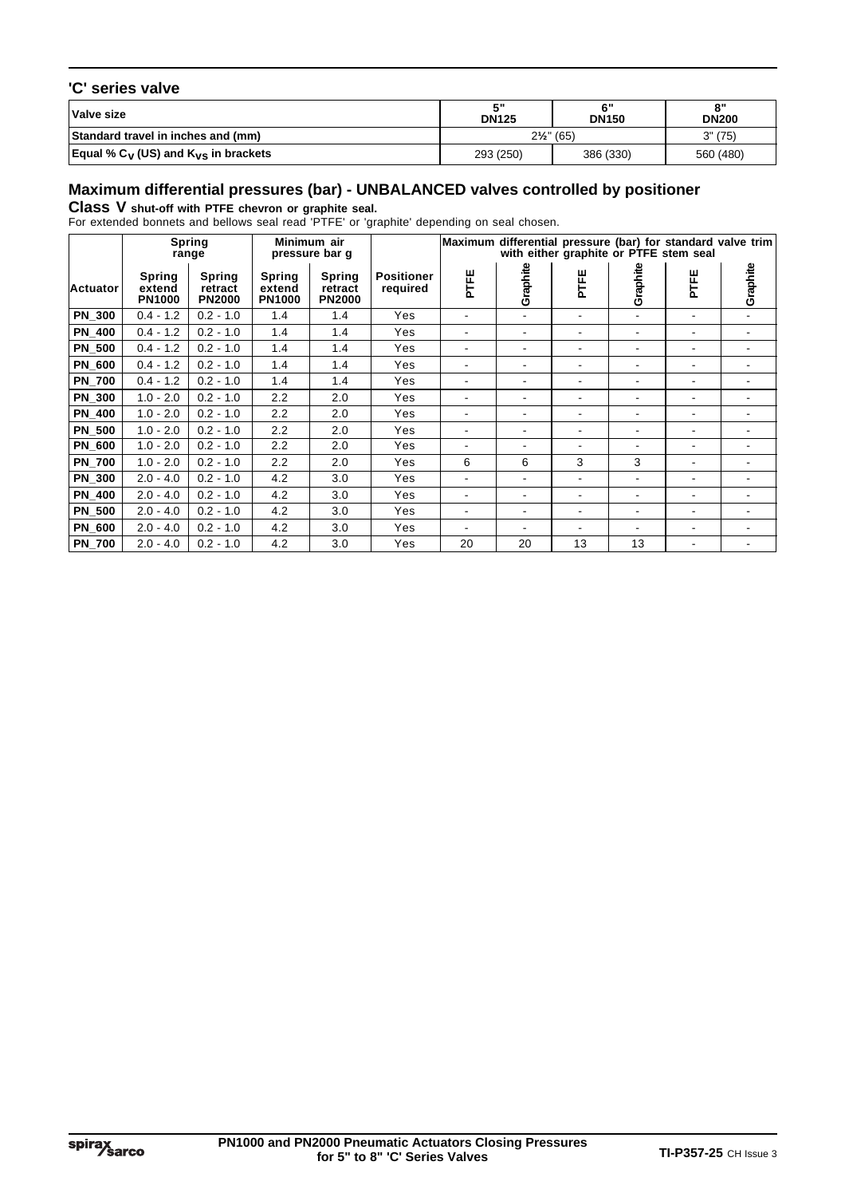## 'C' series valve

| Valve size | 5" DN125 | 6" DN150 | 8" DN200 |
|---|---|---|---|
| Standard travel in inches and (mm) | 2½" (65) | | 3" (75) |
| Equal % $C_V$ (US) and $K_{VS}$ in brackets | 293 (250) | 386 (330) | 560 (480) |

## Maximum differential pressures (bar) - UNBALANCED valves controlled by positioner

**Class V shut-off with PTFE chevron or graphite seal.**

For extended bonnets and bellows seal read 'PTFE' or 'graphite' depending on seal chosen.

| | Spring range | | Minimum air pressure bar g | | | Maximum differential pressure (bar) for standard valve trim with either graphite or PTFE stem seal | | | | | |
|---|---|---|---|---|---|---|---|---|---|---|---|
| Actuator | Spring extend PN1000 | Spring retract PN2000 | Spring extend PN1000 | Spring retract PN2000 | Positioner required | PTFE | Graphite | PTFE | Graphite | PTFE | Graphite |
| PN_300 | 0.4 - 1.2 | 0.2 - 1.0 | 1.4 | 1.4 | Yes | - | - | - | - | - | - |
| PN_400 | 0.4 - 1.2 | 0.2 - 1.0 | 1.4 | 1.4 | Yes | - | - | - | - | - | - |
| PN_500 | 0.4 - 1.2 | 0.2 - 1.0 | 1.4 | 1.4 | Yes | - | - | - | - | - | - |
| PN_600 | 0.4 - 1.2 | 0.2 - 1.0 | 1.4 | 1.4 | Yes | - | - | - | - | - | - |
| PN_700 | 0.4 - 1.2 | 0.2 - 1.0 | 1.4 | 1.4 | Yes | - | - | - | - | - | - |
| PN_300 | 1.0 - 2.0 | 0.2 - 1.0 | 2.2 | 2.0 | Yes | - | - | - | - | - | - |
| PN_400 | 1.0 - 2.0 | 0.2 - 1.0 | 2.2 | 2.0 | Yes | - | - | - | - | - | - |
| PN_500 | 1.0 - 2.0 | 0.2 - 1.0 | 2.2 | 2.0 | Yes | - | - | - | - | - | - |
| PN_600 | 1.0 - 2.0 | 0.2 - 1.0 | 2.2 | 2.0 | Yes | - | - | - | - | - | - |
| PN_700 | 1.0 - 2.0 | 0.2 - 1.0 | 2.2 | 2.0 | Yes | 6 | 6 | 3 | 3 | - | - |
| PN_300 | 2.0 - 4.0 | 0.2 - 1.0 | 4.2 | 3.0 | Yes | - | - | - | - | - | - |
| PN_400 | 2.0 - 4.0 | 0.2 - 1.0 | 4.2 | 3.0 | Yes | - | - | - | - | - | - |
| PN_500 | 2.0 - 4.0 | 0.2 - 1.0 | 4.2 | 3.0 | Yes | - | - | - | - | - | - |
| PN_600 | 2.0 - 4.0 | 0.2 - 1.0 | 4.2 | 3.0 | Yes | - | - | - | - | - | - |
| PN_700 | 2.0 - 4.0 | 0.2 - 1.0 | 4.2 | 3.0 | Yes | 20 | 20 | 13 | 13 | - | - |